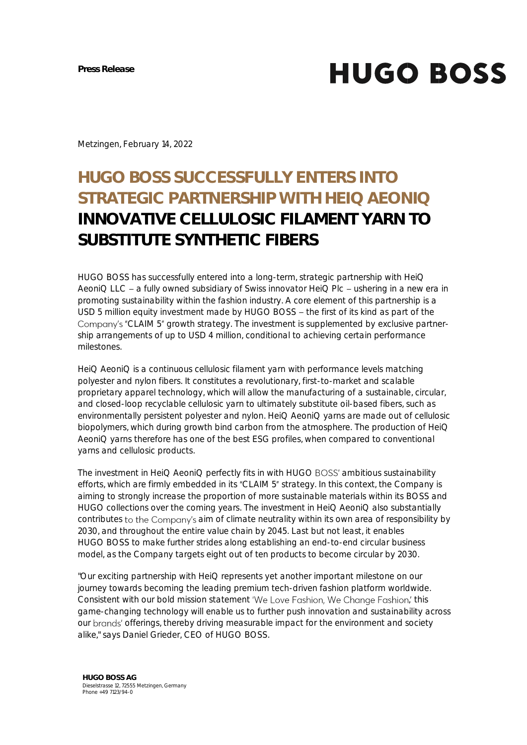**Press Release**

# HUGO BOSS

Metzingen, February 14, 2022

# HUGO BOSS SUCCESSFULLY ENTERS INTO STRATEGIC PARTNERSHIP WITH HEIQ AEONIQ

## INNOVATIVE CELLULOSIC FILAMENT YARN TO SUBSTITUTE SYNTHETIC FIBERS

HUGO BOSS has successfully entered into a long-term, strategic partnership with HeiQ AeoniQ LLC – a fully owned subsidiary of Swiss innovator HeiQ Plc – ushering in a new era in promoting sustainability within the fashion industry. A core element of this partnership is a USD 5 million equity investment made by HUGO BOSS – the first of its kind as part of the Company's "CLAIM 5" growth strategy. The investment is supplemented by exclusive partnership arrangements of up to USD 4 million, conditional to achieving certain performance milestones.

HeiQ AeoniQ is a continuous cellulosic filament yarn with performance levels matching polyester and nylon fibers. It constitutes a revolutionary, first-to-market and scalable proprietary apparel technology, which will allow the manufacturing of a sustainable, circular, and closed-loop recyclable cellulosic yarn to ultimately substitute oil-based fibers, such as environmentally persistent polyester and nylon. HeiQ AeoniQ yarns are made out of cellulosic biopolymers, which during growth bind carbon from the atmosphere. The production of HeiQ AeoniQ yarns therefore has one of the best ESG profiles, when compared to conventional yarns and cellulosic products.

The investment in HeiQ AeoniQ perfectly fits in with HUGO BOSS' ambitious sustainability efforts, which are firmly embedded in its "CLAIM 5" strategy. In this context, the Company is aiming to strongly increase the proportion of more sustainable materials within its BOSS and HUGO collections over the coming years. The investment in HeiQ AeoniQ also substantially contributes to the Company's aim of climate neutrality within its own area of responsibility by 2030, and throughout the entire value chain by 2045. Last but not least, it enables HUGO BOSS to make further strides along establishing an end-to-end circular business model, as the Company targets eight out of ten products to become circular by 2030.

"Our exciting partnership with HeiQ represents yet another important milestone on our journey towards becoming the leading premium tech-driven fashion platform worldwide. Consistent with our bold mission statement 'We Love Fashion, We Change Fashion,' this game-changing technology will enable us to further push innovation and sustainability across our brands' offerings, thereby driving measurable impact for the environment and society alike," says Daniel Grieder, CEO of HUGO BOSS.

**HUGO BOSS AG**
Dieselstrasse 12, 72555 Metzingen, Germany
Phone +49 7123/94-0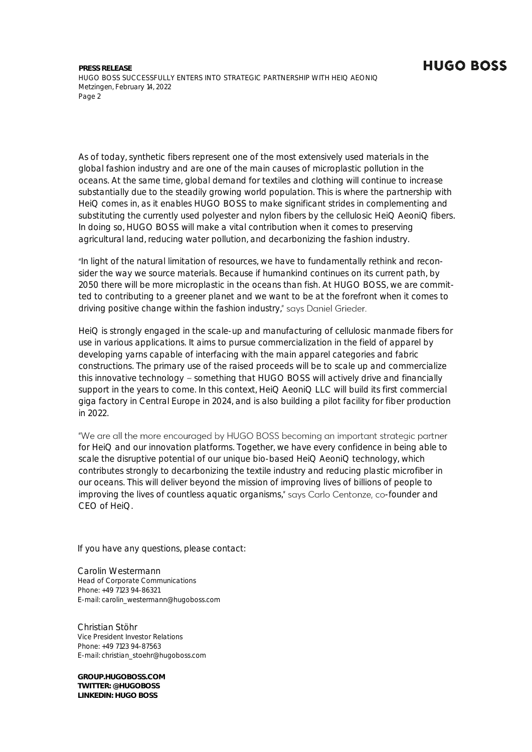As of today, synthetic fibers represent one of the most extensively used materials in the global fashion industry and are one of the main causes of microplastic pollution in the oceans. At the same time, global demand for textiles and clothing will continue to increase substantially due to the steadily growing world population. This is where the partnership with HeiQ comes in, as it enables HUGO BOSS to make significant strides in complementing and substituting the currently used polyester and nylon fibers by the cellulosic HeiQ AeoniQ fibers. In doing so, HUGO BOSS will make a vital contribution when it comes to preserving agricultural land, reducing water pollution, and decarbonizing the fashion industry.

"In light of the natural limitation of resources, we have to fundamentally rethink and reconsider the way we source materials. Because if humankind continues on its current path, by 2050 there will be more microplastic in the oceans than fish. At HUGO BOSS, we are committed to contributing to a greener planet and we want to be at the forefront when it comes to driving positive change within the fashion industry," says Daniel Grieder.

HeiQ is strongly engaged in the scale-up and manufacturing of cellulosic manmade fibers for use in various applications. It aims to pursue commercialization in the field of apparel by developing yarns capable of interfacing with the main apparel categories and fabric constructions. The primary use of the raised proceeds will be to scale up and commercialize this innovative technology – something that HUGO BOSS will actively drive and financially support in the years to come. In this context, HeiQ AeoniQ LLC will build its first commercial giga factory in Central Europe in 2024, and is also building a pilot facility for fiber production in 2022.

"We are all the more encouraged by HUGO BOSS becoming an important strategic partner for HeiQ and our innovation platforms. Together, we have every confidence in being able to scale the disruptive potential of our unique bio-based HeiQ AeoniQ technology, which contributes strongly to decarbonizing the textile industry and reducing plastic microfiber in our oceans. This will deliver beyond the mission of improving lives of billions of people to improving the lives of countless aquatic organisms," says Carlo Centonze, co-founder and CEO of HeiQ.

If you have any questions, please contact:

Carolin Westermann
Head of Corporate Communications
Phone: +49 7123 94-86321
E-mail: carolin_westermann@hugoboss.com

Christian Stöhr
Vice President Investor Relations
Phone: +49 7123 94-87563
E-mail: christian_stoehr@hugoboss.com

**GROUP.HUGOBOSS.COM**
**TWITTER: @HUGOBOSS**
**LINKEDIN: HUGO BOSS**